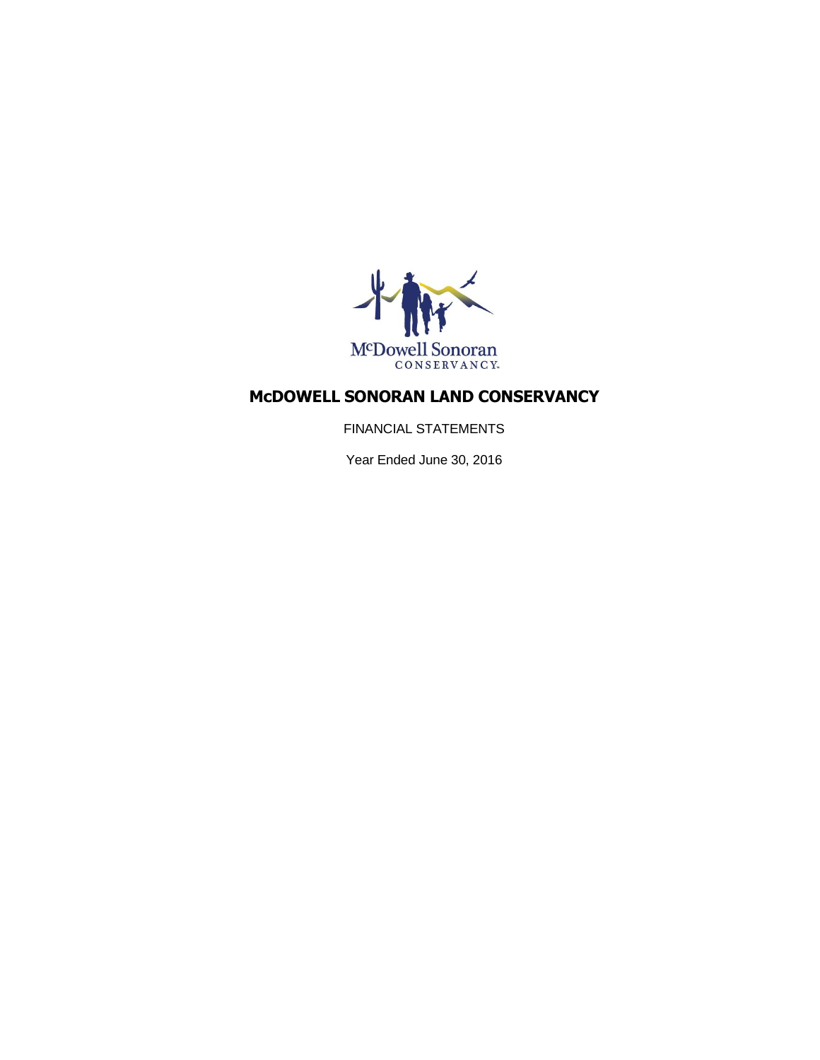McDowell Sonoran
CONSERVANCY.

# McDOWELL SONORAN LAND CONSERVANCY

FINANCIAL STATEMENTS

Year Ended June 30, 2016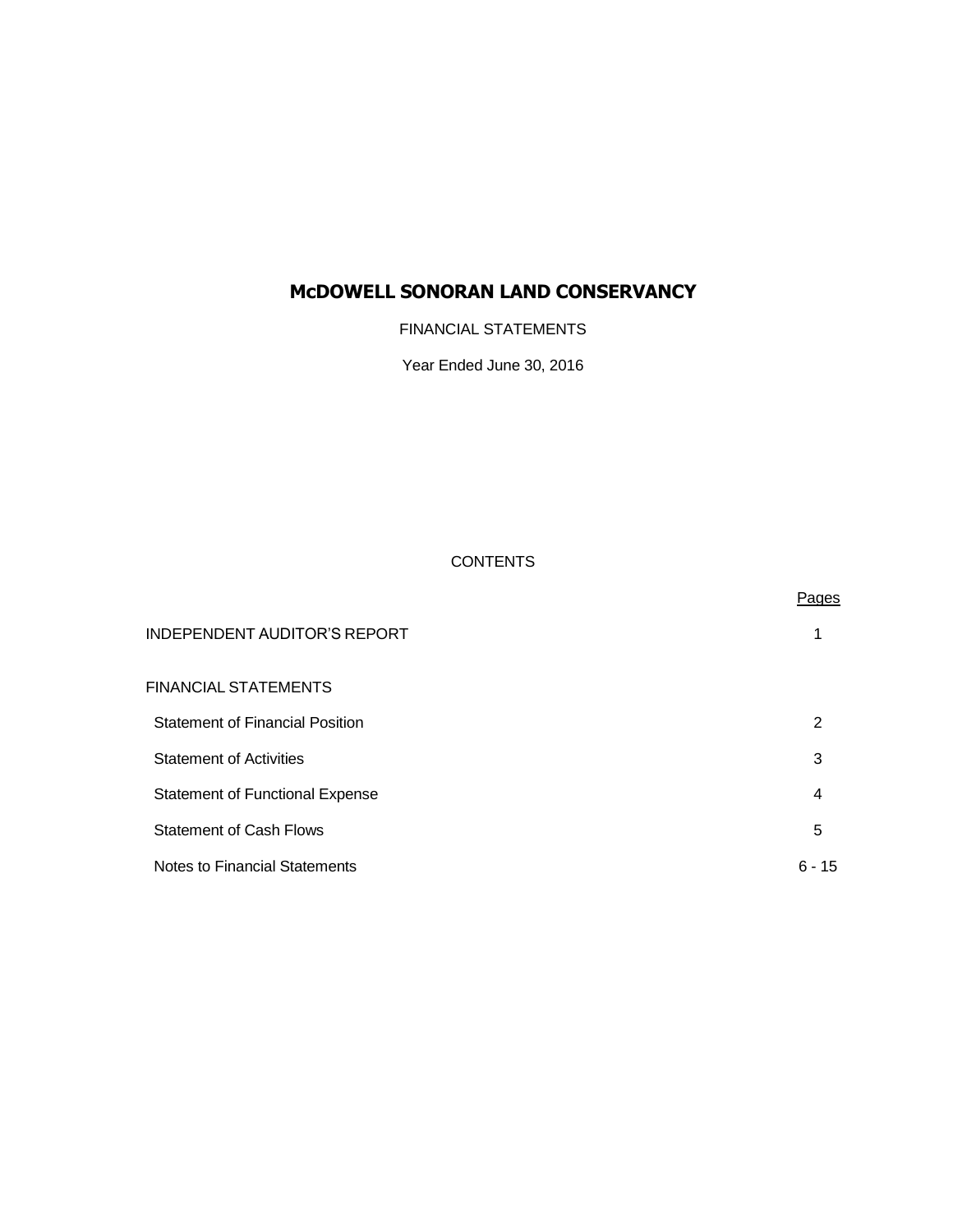# McDOWELL SONORAN LAND CONSERVANCY

FINANCIAL STATEMENTS

Year Ended June 30, 2016

CONTENTS

| | Pages |
|---|---|
| INDEPENDENT AUDITOR'S REPORT | 1 |
| FINANCIAL STATEMENTS | |
| Statement of Financial Position | 2 |
| Statement of Activities | 3 |
| Statement of Functional Expense | 4 |
| Statement of Cash Flows | 5 |
| Notes to Financial Statements | 6 - 15 |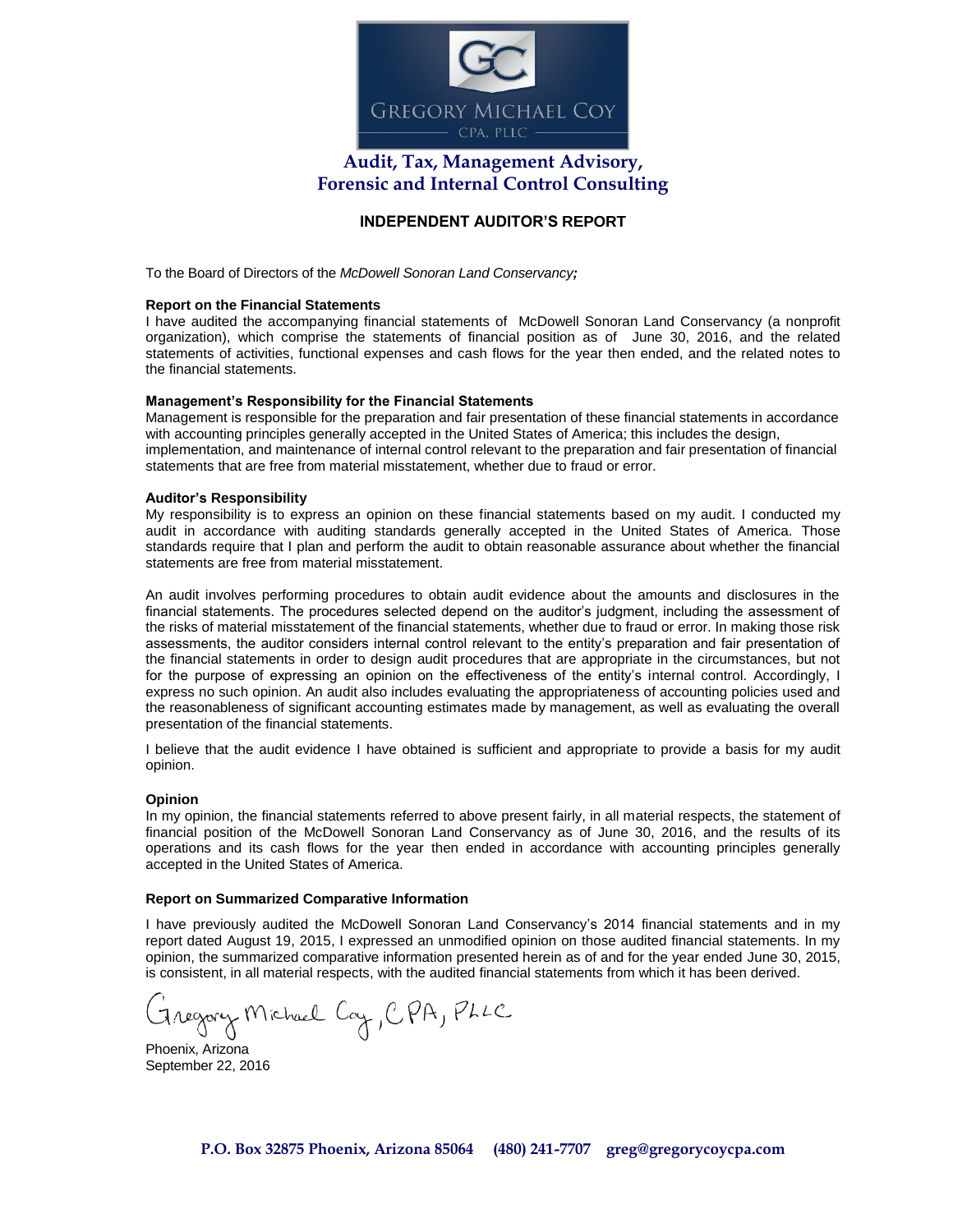GREGORY MICHAEL COY
CPA, PLLC

**Audit, Tax, Management Advisory, Forensic and Internal Control Consulting**

# INDEPENDENT AUDITOR'S REPORT

To the Board of Directors of the *McDowell Sonoran Land Conservancy;*

**Report on the Financial Statements**
I have audited the accompanying financial statements of McDowell Sonoran Land Conservancy (a nonprofit organization), which comprise the statements of financial position as of June 30, 2016, and the related statements of activities, functional expenses and cash flows for the year then ended, and the related notes to the financial statements.

**Management's Responsibility for the Financial Statements**
Management is responsible for the preparation and fair presentation of these financial statements in accordance with accounting principles generally accepted in the United States of America; this includes the design, implementation, and maintenance of internal control relevant to the preparation and fair presentation of financial statements that are free from material misstatement, whether due to fraud or error.

**Auditor's Responsibility**
My responsibility is to express an opinion on these financial statements based on my audit. I conducted my audit in accordance with auditing standards generally accepted in the United States of America. Those standards require that I plan and perform the audit to obtain reasonable assurance about whether the financial statements are free from material misstatement.

An audit involves performing procedures to obtain audit evidence about the amounts and disclosures in the financial statements. The procedures selected depend on the auditor's judgment, including the assessment of the risks of material misstatement of the financial statements, whether due to fraud or error. In making those risk assessments, the auditor considers internal control relevant to the entity's preparation and fair presentation of the financial statements in order to design audit procedures that are appropriate in the circumstances, but not for the purpose of expressing an opinion on the effectiveness of the entity's internal control. Accordingly, I express no such opinion. An audit also includes evaluating the appropriateness of accounting policies used and the reasonableness of significant accounting estimates made by management, as well as evaluating the overall presentation of the financial statements.

I believe that the audit evidence I have obtained is sufficient and appropriate to provide a basis for my audit opinion.

**Opinion**
In my opinion, the financial statements referred to above present fairly, in all material respects, the statement of financial position of the McDowell Sonoran Land Conservancy as of June 30, 2016, and the results of its operations and its cash flows for the year then ended in accordance with accounting principles generally accepted in the United States of America.

**Report on Summarized Comparative Information**

I have previously audited the McDowell Sonoran Land Conservancy's 2014 financial statements and in my report dated August 19, 2015, I expressed an unmodified opinion on those audited financial statements. In my opinion, the summarized comparative information presented herein as of and for the year ended June 30, 2015, is consistent, in all material respects, with the audited financial statements from which it has been derived.

Gregory Michael Coy, CPA, PLLC

Phoenix, Arizona
September 22, 2016

**P.O. Box 32875 Phoenix, Arizona 85064 (480) 241-7707 greg@gregorycoycpa.com**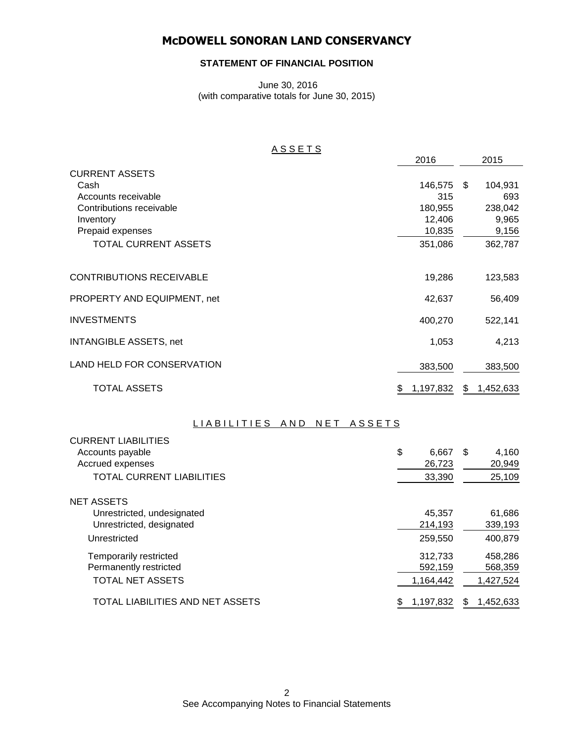# McDOWELL SONORAN LAND CONSERVANCY

## STATEMENT OF FINANCIAL POSITION

June 30, 2016
(with comparative totals for June 30, 2015)

### ASSETS

| | 2016 | 2015 |
|---|---|---|
| CURRENT ASSETS | | |
| Cash | 146,575 | $ 104,931 |
| Accounts receivable | 315 | 693 |
| Contributions receivable | 180,955 | 238,042 |
| Inventory | 12,406 | 9,965 |
| Prepaid expenses | 10,835 | 9,156 |
| TOTAL CURRENT ASSETS | 351,086 | 362,787 |
| CONTRIBUTIONS RECEIVABLE | 19,286 | 123,583 |
| PROPERTY AND EQUIPMENT, net | 42,637 | 56,409 |
| INVESTMENTS | 400,270 | 522,141 |
| INTANGIBLE ASSETS, net | 1,053 | 4,213 |
| LAND HELD FOR CONSERVATION | 383,500 | 383,500 |
| TOTAL ASSETS | $ 1,197,832 | $ 1,452,633 |

### LIABILITIES AND NET ASSETS

| | 2016 | 2015 |
|---|---|---|
| CURRENT LIABILITIES | | |
| Accounts payable | $ 6,667 | $ 4,160 |
| Accrued expenses | 26,723 | 20,949 |
| TOTAL CURRENT LIABILITIES | 33,390 | 25,109 |
| NET ASSETS | | |
| Unrestricted, undesignated | 45,357 | 61,686 |
| Unrestricted, designated | 214,193 | 339,193 |
| Unrestricted | 259,550 | 400,879 |
| Temporarily restricted | 312,733 | 458,286 |
| Permanently restricted | 592,159 | 568,359 |
| TOTAL NET ASSETS | 1,164,442 | 1,427,524 |
| TOTAL LIABILITIES AND NET ASSETS | $ 1,197,832 | $ 1,452,633 |

See Accompanying Notes to Financial Statements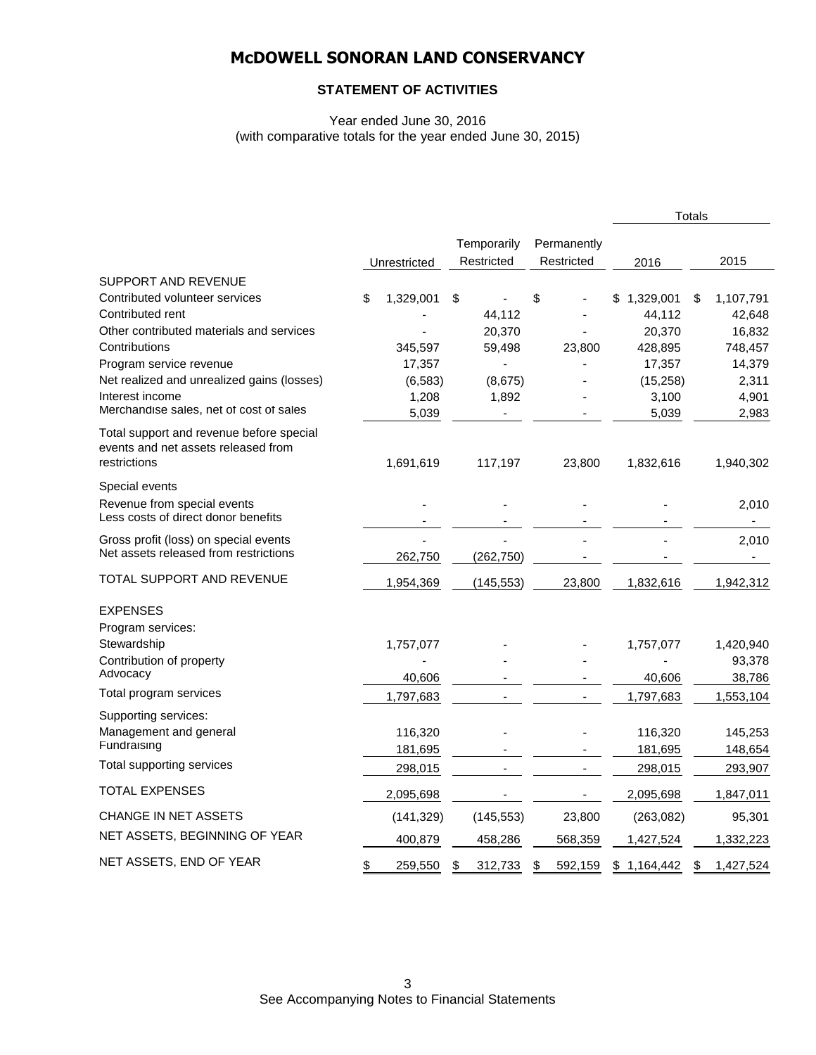# McDOWELL SONORAN LAND CONSERVANCY

## STATEMENT OF ACTIVITIES

Year ended June 30, 2016
(with comparative totals for the year ended June 30, 2015)

| | Unrestricted | Temporarily Restricted | Permanently Restricted | Totals 2016 | Totals 2015 |
|---|---|---|---|---|---|
| SUPPORT AND REVENUE | | | | | |
| Contributed volunteer services | $ 1,329,001 | $ - | $ - | $ 1,329,001 | $ 1,107,791 |
| Contributed rent | - | 44,112 | - | 44,112 | 42,648 |
| Other contributed materials and services | - | 20,370 | - | 20,370 | 16,832 |
| Contributions | 345,597 | 59,498 | 23,800 | 428,895 | 748,457 |
| Program service revenue | 17,357 | - | - | 17,357 | 14,379 |
| Net realized and unrealized gains (losses) | (6,583) | (8,675) | - | (15,258) | 2,311 |
| Interest income | 1,208 | 1,892 | - | 3,100 | 4,901 |
| Merchandise sales, net of cost of sales | 5,039 | - | - | 5,039 | 2,983 |
| Total support and revenue before special events and net assets released from restrictions | 1,691,619 | 117,197 | 23,800 | 1,832,616 | 1,940,302 |
| Special events | | | | | |
| Revenue from special events | - | - | - | - | 2,010 |
| Less costs of direct donor benefits | - | - | - | - | - |
| Gross profit (loss) on special events | - | - | - | - | 2,010 |
| Net assets released from restrictions | 262,750 | (262,750) | - | - | - |
| TOTAL SUPPORT AND REVENUE | 1,954,369 | (145,553) | 23,800 | 1,832,616 | 1,942,312 |
| EXPENSES | | | | | |
| Program services: | | | | | |
| Stewardship | 1,757,077 | - | - | 1,757,077 | 1,420,940 |
| Contribution of property | - | - | - | - | 93,378 |
| Advocacy | 40,606 | - | - | 40,606 | 38,786 |
| Total program services | 1,797,683 | - | - | 1,797,683 | 1,553,104 |
| Supporting services: | | | | | |
| Management and general | 116,320 | - | - | 116,320 | 145,253 |
| Fundraising | 181,695 | - | - | 181,695 | 148,654 |
| Total supporting services | 298,015 | - | - | 298,015 | 293,907 |
| TOTAL EXPENSES | 2,095,698 | - | - | 2,095,698 | 1,847,011 |
| CHANGE IN NET ASSETS | (141,329) | (145,553) | 23,800 | (263,082) | 95,301 |
| NET ASSETS, BEGINNING OF YEAR | 400,879 | 458,286 | 568,359 | 1,427,524 | 1,332,223 |
| NET ASSETS, END OF YEAR | $ 259,550 | $ 312,733 | $ 592,159 | $ 1,164,442 | $ 1,427,524 |

See Accompanying Notes to Financial Statements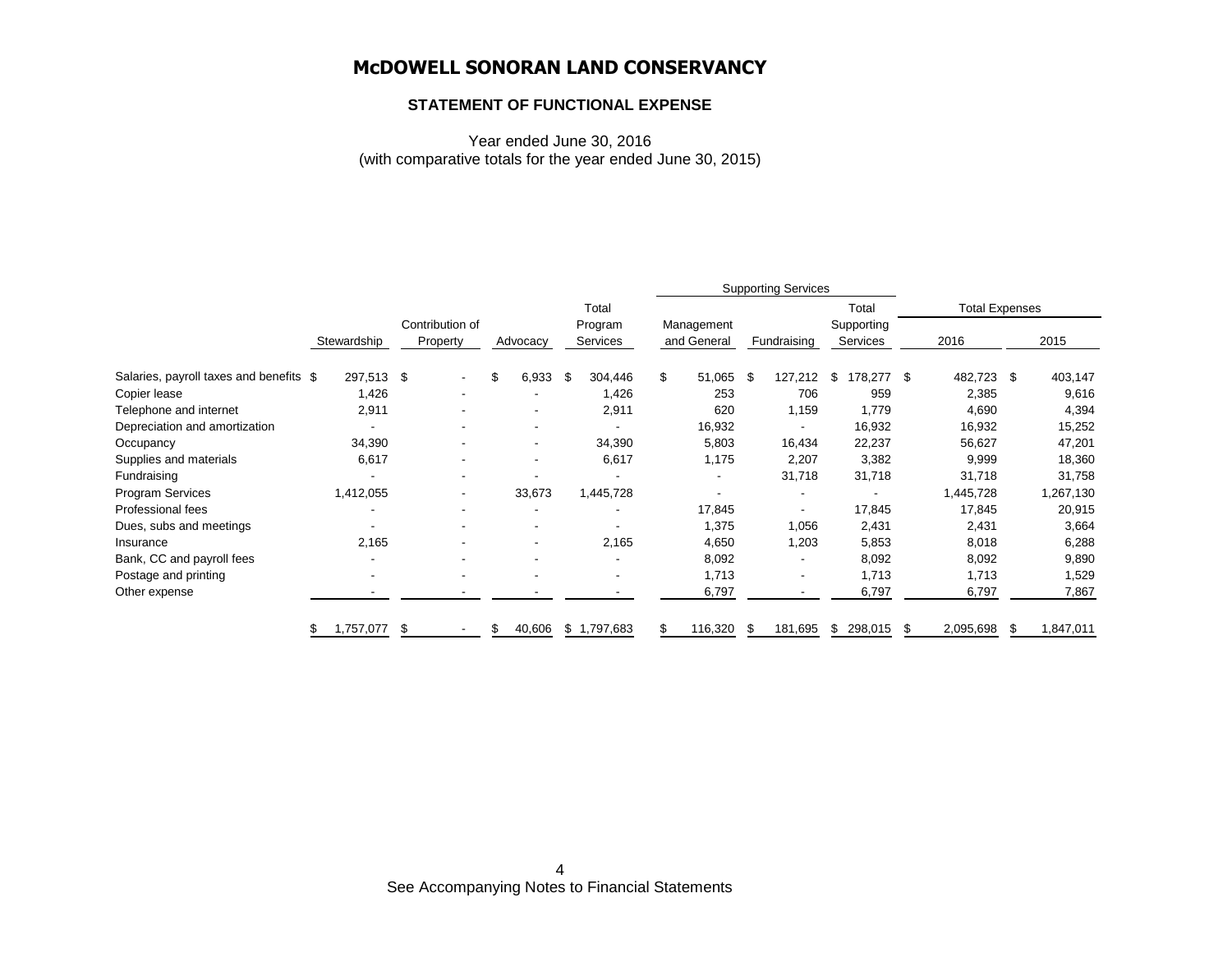# McDOWELL SONORAN LAND CONSERVANCY

## STATEMENT OF FUNCTIONAL EXPENSE

Year ended June 30, 2016
(with comparative totals for the year ended June 30, 2015)

| | | | | | Supporting Services | | | Total Expenses | |
|---|---|---|---|---|---|---|---|---|---|
| | Stewardship | Contribution of Property | Advocacy | Total Program Services | Management and General | Fundraising | Total Supporting Services | 2016 | 2015 |
| Salaries, payroll taxes and benefits | $ 297,513 | $ - | $ 6,933 | $ 304,446 | $ 51,065 | $ 127,212 | $ 178,277 | $ 482,723 | $ 403,147 |
| Copier lease | 1,426 | - | - | 1,426 | 253 | 706 | 959 | 2,385 | 9,616 |
| Telephone and internet | 2,911 | - | - | 2,911 | 620 | 1,159 | 1,779 | 4,690 | 4,394 |
| Depreciation and amortization | - | - | - | - | 16,932 | - | 16,932 | 16,932 | 15,252 |
| Occupancy | 34,390 | - | - | 34,390 | 5,803 | 16,434 | 22,237 | 56,627 | 47,201 |
| Supplies and materials | 6,617 | - | - | 6,617 | 1,175 | 2,207 | 3,382 | 9,999 | 18,360 |
| Fundraising | - | - | - | - | - | 31,718 | 31,718 | 31,718 | 31,758 |
| Program Services | 1,412,055 | - | 33,673 | 1,445,728 | - | - | - | 1,445,728 | 1,267,130 |
| Professional fees | - | - | - | - | 17,845 | - | 17,845 | 17,845 | 20,915 |
| Dues, subs and meetings | - | - | - | - | 1,375 | 1,056 | 2,431 | 2,431 | 3,664 |
| Insurance | 2,165 | - | - | 2,165 | 4,650 | 1,203 | 5,853 | 8,018 | 6,288 |
| Bank, CC and payroll fees | - | - | - | - | 8,092 | - | 8,092 | 8,092 | 9,890 |
| Postage and printing | - | - | - | - | 1,713 | - | 1,713 | 1,713 | 1,529 |
| Other expense | - | - | - | - | 6,797 | - | 6,797 | 6,797 | 7,867 |
| | $ 1,757,077 | $ - | $ 40,606 | $ 1,797,683 | $ 116,320 | $ 181,695 | $ 298,015 | $ 2,095,698 | $ 1,847,011 |

See Accompanying Notes to Financial Statements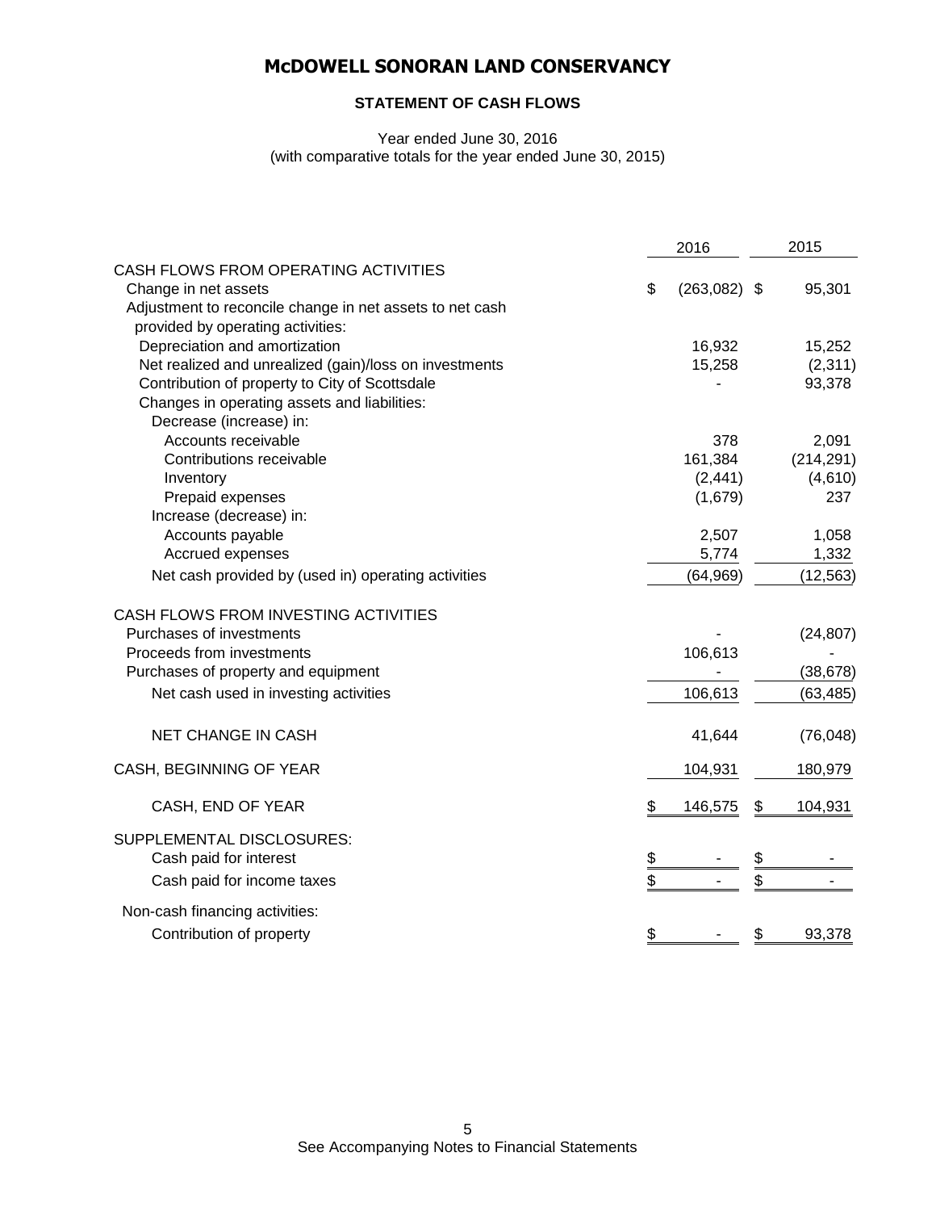# McDOWELL SONORAN LAND CONSERVANCY

## STATEMENT OF CASH FLOWS

Year ended June 30, 2016
(with comparative totals for the year ended June 30, 2015)

| | 2016 | 2015 |
|---|---|---|
| CASH FLOWS FROM OPERATING ACTIVITIES | | |
| Change in net assets | $ (263,082) | $ 95,301 |
| Adjustment to reconcile change in net assets to net cash provided by operating activities: | | |
| Depreciation and amortization | 16,932 | 15,252 |
| Net realized and unrealized (gain)/loss on investments | 15,258 | (2,311) |
| Contribution of property to City of Scottsdale | - | 93,378 |
| Changes in operating assets and liabilities: | | |
| Decrease (increase) in: | | |
| Accounts receivable | 378 | 2,091 |
| Contributions receivable | 161,384 | (214,291) |
| Inventory | (2,441) | (4,610) |
| Prepaid expenses | (1,679) | 237 |
| Increase (decrease) in: | | |
| Accounts payable | 2,507 | 1,058 |
| Accrued expenses | 5,774 | 1,332 |
| Net cash provided by (used in) operating activities | (64,969) | (12,563) |
| CASH FLOWS FROM INVESTING ACTIVITIES | | |
| Purchases of investments | - | (24,807) |
| Proceeds from investments | 106,613 | - |
| Purchases of property and equipment | - | (38,678) |
| Net cash used in investing activities | 106,613 | (63,485) |
| NET CHANGE IN CASH | 41,644 | (76,048) |
| CASH, BEGINNING OF YEAR | 104,931 | 180,979 |
| CASH, END OF YEAR | $ 146,575 | $ 104,931 |
| SUPPLEMENTAL DISCLOSURES: | | |
| Cash paid for interest | $ - | $ - |
| Cash paid for income taxes | $ - | $ - |
| Non-cash financing activities: | | |
| Contribution of property | $ - | $ 93,378 |

See Accompanying Notes to Financial Statements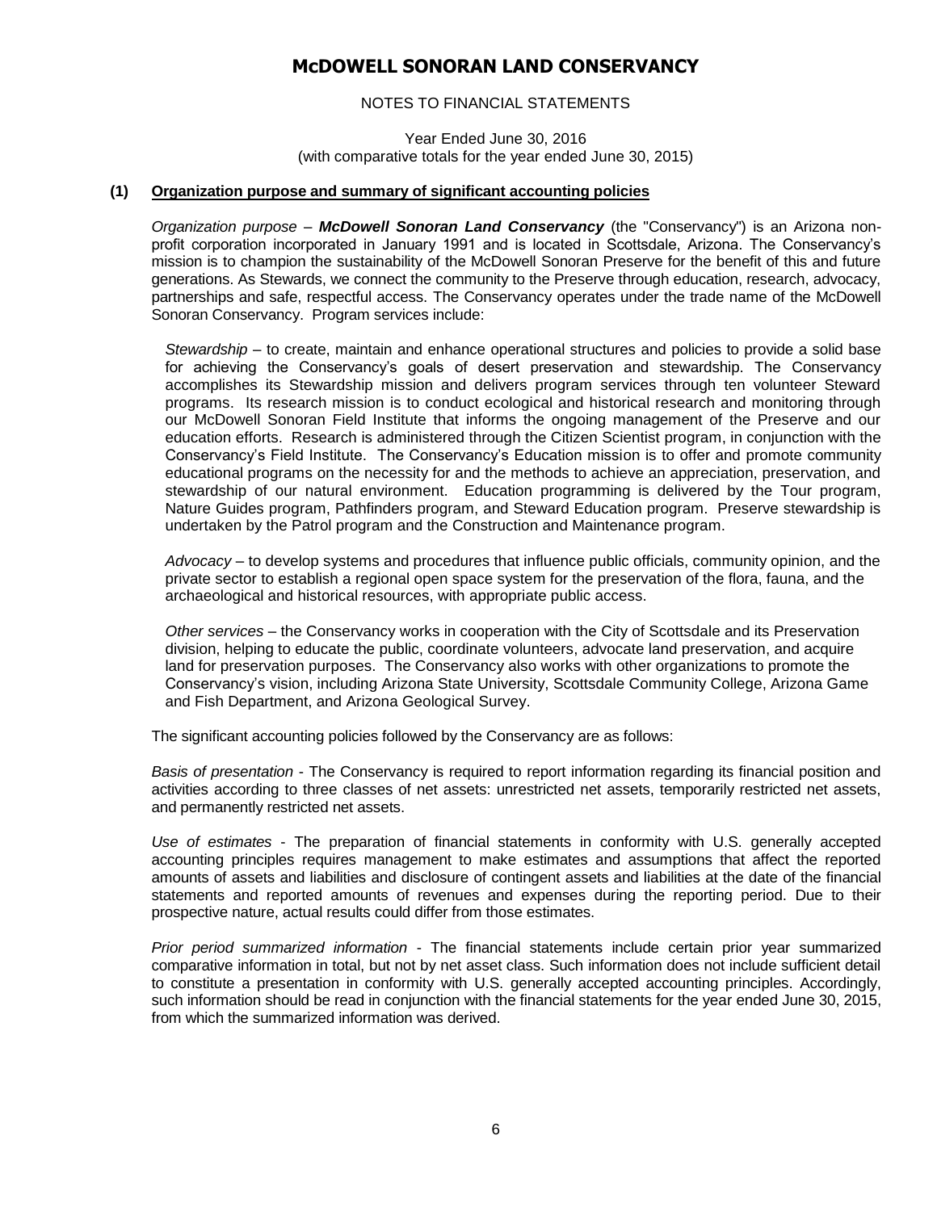# McDOWELL SONORAN LAND CONSERVANCY

NOTES TO FINANCIAL STATEMENTS

Year Ended June 30, 2016
(with comparative totals for the year ended June 30, 2015)

## (1) Organization purpose and summary of significant accounting policies

*Organization purpose* – ***McDowell Sonoran Land Conservancy*** (the "Conservancy") is an Arizona non-profit corporation incorporated in January 1991 and is located in Scottsdale, Arizona. The Conservancy's mission is to champion the sustainability of the McDowell Sonoran Preserve for the benefit of this and future generations. As Stewards, we connect the community to the Preserve through education, research, advocacy, partnerships and safe, respectful access. The Conservancy operates under the trade name of the McDowell Sonoran Conservancy. Program services include:

*Stewardship* – to create, maintain and enhance operational structures and policies to provide a solid base for achieving the Conservancy's goals of desert preservation and stewardship. The Conservancy accomplishes its Stewardship mission and delivers program services through ten volunteer Steward programs. Its research mission is to conduct ecological and historical research and monitoring through our McDowell Sonoran Field Institute that informs the ongoing management of the Preserve and our education efforts. Research is administered through the Citizen Scientist program, in conjunction with the Conservancy's Field Institute. The Conservancy's Education mission is to offer and promote community educational programs on the necessity for and the methods to achieve an appreciation, preservation, and stewardship of our natural environment. Education programming is delivered by the Tour program, Nature Guides program, Pathfinders program, and Steward Education program. Preserve stewardship is undertaken by the Patrol program and the Construction and Maintenance program.

*Advocacy* – to develop systems and procedures that influence public officials, community opinion, and the private sector to establish a regional open space system for the preservation of the flora, fauna, and the archaeological and historical resources, with appropriate public access.

*Other services* – the Conservancy works in cooperation with the City of Scottsdale and its Preservation division, helping to educate the public, coordinate volunteers, advocate land preservation, and acquire land for preservation purposes. The Conservancy also works with other organizations to promote the Conservancy's vision, including Arizona State University, Scottsdale Community College, Arizona Game and Fish Department, and Arizona Geological Survey.

The significant accounting policies followed by the Conservancy are as follows:

*Basis of presentation* - The Conservancy is required to report information regarding its financial position and activities according to three classes of net assets: unrestricted net assets, temporarily restricted net assets, and permanently restricted net assets.

*Use of estimates* - The preparation of financial statements in conformity with U.S. generally accepted accounting principles requires management to make estimates and assumptions that affect the reported amounts of assets and liabilities and disclosure of contingent assets and liabilities at the date of the financial statements and reported amounts of revenues and expenses during the reporting period. Due to their prospective nature, actual results could differ from those estimates.

*Prior period summarized information* - The financial statements include certain prior year summarized comparative information in total, but not by net asset class. Such information does not include sufficient detail to constitute a presentation in conformity with U.S. generally accepted accounting principles. Accordingly, such information should be read in conjunction with the financial statements for the year ended June 30, 2015, from which the summarized information was derived.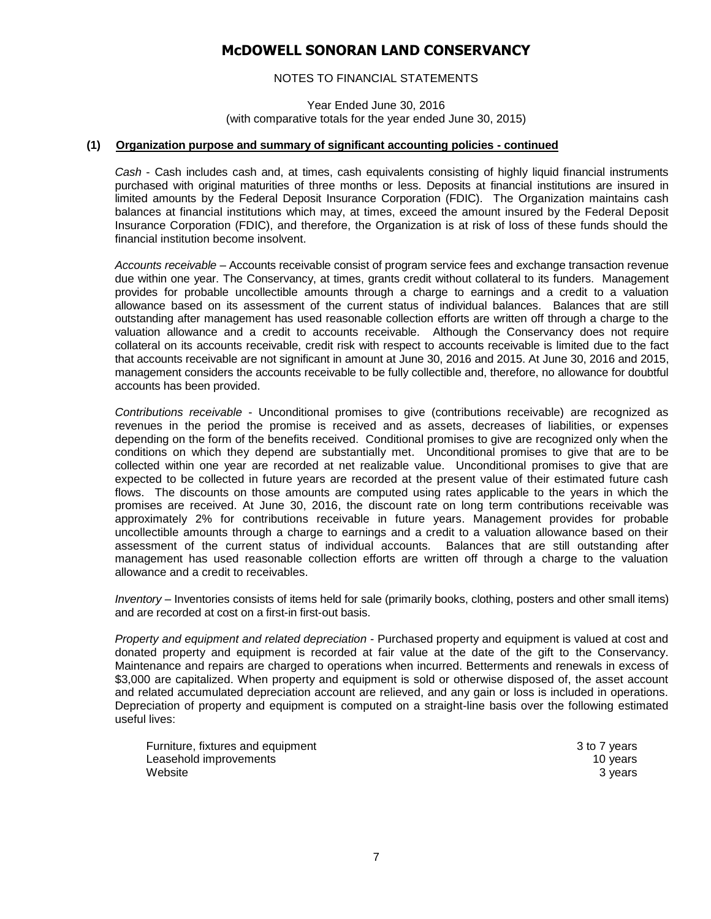# McDOWELL SONORAN LAND CONSERVANCY

NOTES TO FINANCIAL STATEMENTS

Year Ended June 30, 2016
(with comparative totals for the year ended June 30, 2015)

**(1) Organization purpose and summary of significant accounting policies - continued**

*Cash* - Cash includes cash and, at times, cash equivalents consisting of highly liquid financial instruments purchased with original maturities of three months or less. Deposits at financial institutions are insured in limited amounts by the Federal Deposit Insurance Corporation (FDIC). The Organization maintains cash balances at financial institutions which may, at times, exceed the amount insured by the Federal Deposit Insurance Corporation (FDIC), and therefore, the Organization is at risk of loss of these funds should the financial institution become insolvent.

*Accounts receivable* – Accounts receivable consist of program service fees and exchange transaction revenue due within one year. The Conservancy, at times, grants credit without collateral to its funders. Management provides for probable uncollectible amounts through a charge to earnings and a credit to a valuation allowance based on its assessment of the current status of individual balances. Balances that are still outstanding after management has used reasonable collection efforts are written off through a charge to the valuation allowance and a credit to accounts receivable. Although the Conservancy does not require collateral on its accounts receivable, credit risk with respect to accounts receivable is limited due to the fact that accounts receivable are not significant in amount at June 30, 2016 and 2015. At June 30, 2016 and 2015, management considers the accounts receivable to be fully collectible and, therefore, no allowance for doubtful accounts has been provided.

*Contributions receivable* - Unconditional promises to give (contributions receivable) are recognized as revenues in the period the promise is received and as assets, decreases of liabilities, or expenses depending on the form of the benefits received. Conditional promises to give are recognized only when the conditions on which they depend are substantially met. Unconditional promises to give that are to be collected within one year are recorded at net realizable value. Unconditional promises to give that are expected to be collected in future years are recorded at the present value of their estimated future cash flows. The discounts on those amounts are computed using rates applicable to the years in which the promises are received. At June 30, 2016, the discount rate on long term contributions receivable was approximately 2% for contributions receivable in future years. Management provides for probable uncollectible amounts through a charge to earnings and a credit to a valuation allowance based on their assessment of the current status of individual accounts. Balances that are still outstanding after management has used reasonable collection efforts are written off through a charge to the valuation allowance and a credit to receivables.

*Inventory* – Inventories consists of items held for sale (primarily books, clothing, posters and other small items) and are recorded at cost on a first-in first-out basis.

*Property and equipment and related depreciation* - Purchased property and equipment is valued at cost and donated property and equipment is recorded at fair value at the date of the gift to the Conservancy. Maintenance and repairs are charged to operations when incurred. Betterments and renewals in excess of $3,000 are capitalized. When property and equipment is sold or otherwise disposed of, the asset account and related accumulated depreciation account are relieved, and any gain or loss is included in operations. Depreciation of property and equipment is computed on a straight-line basis over the following estimated useful lives:

| | |
|---|---|
| Furniture, fixtures and equipment | 3 to 7 years |
| Leasehold improvements | 10 years |
| Website | 3 years |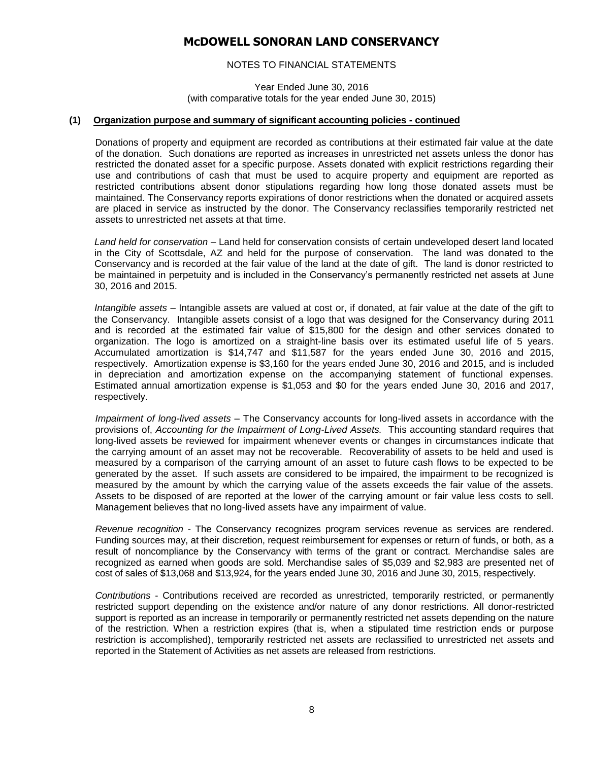# McDOWELL SONORAN LAND CONSERVANCY

NOTES TO FINANCIAL STATEMENTS

Year Ended June 30, 2016
(with comparative totals for the year ended June 30, 2015)

**(1) Organization purpose and summary of significant accounting policies - continued**

Donations of property and equipment are recorded as contributions at their estimated fair value at the date of the donation. Such donations are reported as increases in unrestricted net assets unless the donor has restricted the donated asset for a specific purpose. Assets donated with explicit restrictions regarding their use and contributions of cash that must be used to acquire property and equipment are reported as restricted contributions absent donor stipulations regarding how long those donated assets must be maintained. The Conservancy reports expirations of donor restrictions when the donated or acquired assets are placed in service as instructed by the donor. The Conservancy reclassifies temporarily restricted net assets to unrestricted net assets at that time.

*Land held for conservation* – Land held for conservation consists of certain undeveloped desert land located in the City of Scottsdale, AZ and held for the purpose of conservation. The land was donated to the Conservancy and is recorded at the fair value of the land at the date of gift. The land is donor restricted to be maintained in perpetuity and is included in the Conservancy's permanently restricted net assets at June 30, 2016 and 2015.

*Intangible assets* – Intangible assets are valued at cost or, if donated, at fair value at the date of the gift to the Conservancy. Intangible assets consist of a logo that was designed for the Conservancy during 2011 and is recorded at the estimated fair value of $15,800 for the design and other services donated to organization. The logo is amortized on a straight-line basis over its estimated useful life of 5 years. Accumulated amortization is $14,747 and $11,587 for the years ended June 30, 2016 and 2015, respectively. Amortization expense is $3,160 for the years ended June 30, 2016 and 2015, and is included in depreciation and amortization expense on the accompanying statement of functional expenses. Estimated annual amortization expense is $1,053 and $0 for the years ended June 30, 2016 and 2017, respectively.

*Impairment of long-lived assets* – The Conservancy accounts for long-lived assets in accordance with the provisions of, *Accounting for the Impairment of Long-Lived Assets.* This accounting standard requires that long-lived assets be reviewed for impairment whenever events or changes in circumstances indicate that the carrying amount of an asset may not be recoverable. Recoverability of assets to be held and used is measured by a comparison of the carrying amount of an asset to future cash flows to be expected to be generated by the asset. If such assets are considered to be impaired, the impairment to be recognized is measured by the amount by which the carrying value of the assets exceeds the fair value of the assets. Assets to be disposed of are reported at the lower of the carrying amount or fair value less costs to sell. Management believes that no long-lived assets have any impairment of value.

*Revenue recognition* - The Conservancy recognizes program services revenue as services are rendered. Funding sources may, at their discretion, request reimbursement for expenses or return of funds, or both, as a result of noncompliance by the Conservancy with terms of the grant or contract. Merchandise sales are recognized as earned when goods are sold. Merchandise sales of $5,039 and $2,983 are presented net of cost of sales of $13,068 and $13,924, for the years ended June 30, 2016 and June 30, 2015, respectively.

*Contributions* - Contributions received are recorded as unrestricted, temporarily restricted, or permanently restricted support depending on the existence and/or nature of any donor restrictions. All donor-restricted support is reported as an increase in temporarily or permanently restricted net assets depending on the nature of the restriction. When a restriction expires (that is, when a stipulated time restriction ends or purpose restriction is accomplished), temporarily restricted net assets are reclassified to unrestricted net assets and reported in the Statement of Activities as net assets are released from restrictions.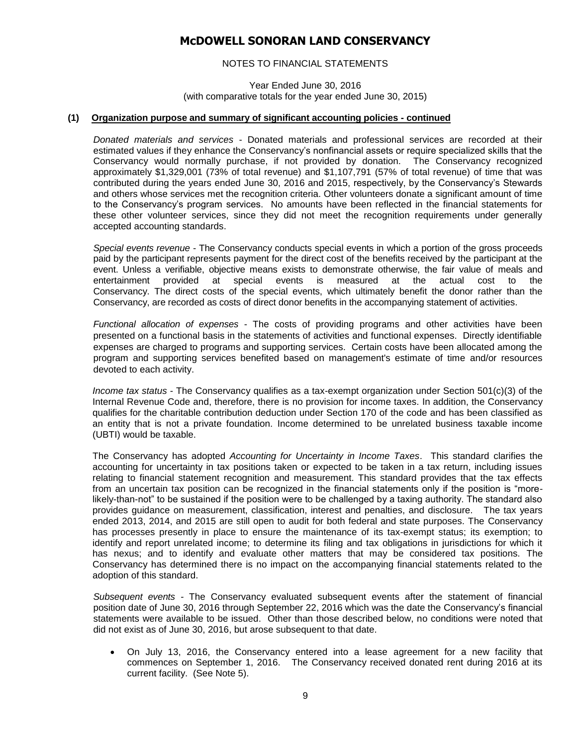# McDOWELL SONORAN LAND CONSERVANCY

NOTES TO FINANCIAL STATEMENTS

Year Ended June 30, 2016
(with comparative totals for the year ended June 30, 2015)

**(1) Organization purpose and summary of significant accounting policies - continued**

*Donated materials and services* - Donated materials and professional services are recorded at their estimated values if they enhance the Conservancy's nonfinancial assets or require specialized skills that the Conservancy would normally purchase, if not provided by donation. The Conservancy recognized approximately $1,329,001 (73% of total revenue) and $1,107,791 (57% of total revenue) of time that was contributed during the years ended June 30, 2016 and 2015, respectively, by the Conservancy's Stewards and others whose services met the recognition criteria. Other volunteers donate a significant amount of time to the Conservancy's program services. No amounts have been reflected in the financial statements for these other volunteer services, since they did not meet the recognition requirements under generally accepted accounting standards.

*Special events revenue* - The Conservancy conducts special events in which a portion of the gross proceeds paid by the participant represents payment for the direct cost of the benefits received by the participant at the event. Unless a verifiable, objective means exists to demonstrate otherwise, the fair value of meals and entertainment provided at special events is measured at the actual cost to the Conservancy. The direct costs of the special events, which ultimately benefit the donor rather than the Conservancy, are recorded as costs of direct donor benefits in the accompanying statement of activities.

*Functional allocation of expenses* - The costs of providing programs and other activities have been presented on a functional basis in the statements of activities and functional expenses. Directly identifiable expenses are charged to programs and supporting services. Certain costs have been allocated among the program and supporting services benefited based on management's estimate of time and/or resources devoted to each activity.

*Income tax status* - The Conservancy qualifies as a tax-exempt organization under Section 501(c)(3) of the Internal Revenue Code and, therefore, there is no provision for income taxes. In addition, the Conservancy qualifies for the charitable contribution deduction under Section 170 of the code and has been classified as an entity that is not a private foundation. Income determined to be unrelated business taxable income (UBTI) would be taxable.

The Conservancy has adopted *Accounting for Uncertainty in Income Taxes*. This standard clarifies the accounting for uncertainty in tax positions taken or expected to be taken in a tax return, including issues relating to financial statement recognition and measurement. This standard provides that the tax effects from an uncertain tax position can be recognized in the financial statements only if the position is "more-likely-than-not" to be sustained if the position were to be challenged by a taxing authority. The standard also provides guidance on measurement, classification, interest and penalties, and disclosure. The tax years ended 2013, 2014, and 2015 are still open to audit for both federal and state purposes. The Conservancy has processes presently in place to ensure the maintenance of its tax-exempt status; its exemption; to identify and report unrelated income; to determine its filing and tax obligations in jurisdictions for which it has nexus; and to identify and evaluate other matters that may be considered tax positions. The Conservancy has determined there is no impact on the accompanying financial statements related to the adoption of this standard.

*Subsequent events* - The Conservancy evaluated subsequent events after the statement of financial position date of June 30, 2016 through September 22, 2016 which was the date the Conservancy's financial statements were available to be issued. Other than those described below, no conditions were noted that did not exist as of June 30, 2016, but arose subsequent to that date.

- On July 13, 2016, the Conservancy entered into a lease agreement for a new facility that commences on September 1, 2016. The Conservancy received donated rent during 2016 at its current facility. (See Note 5).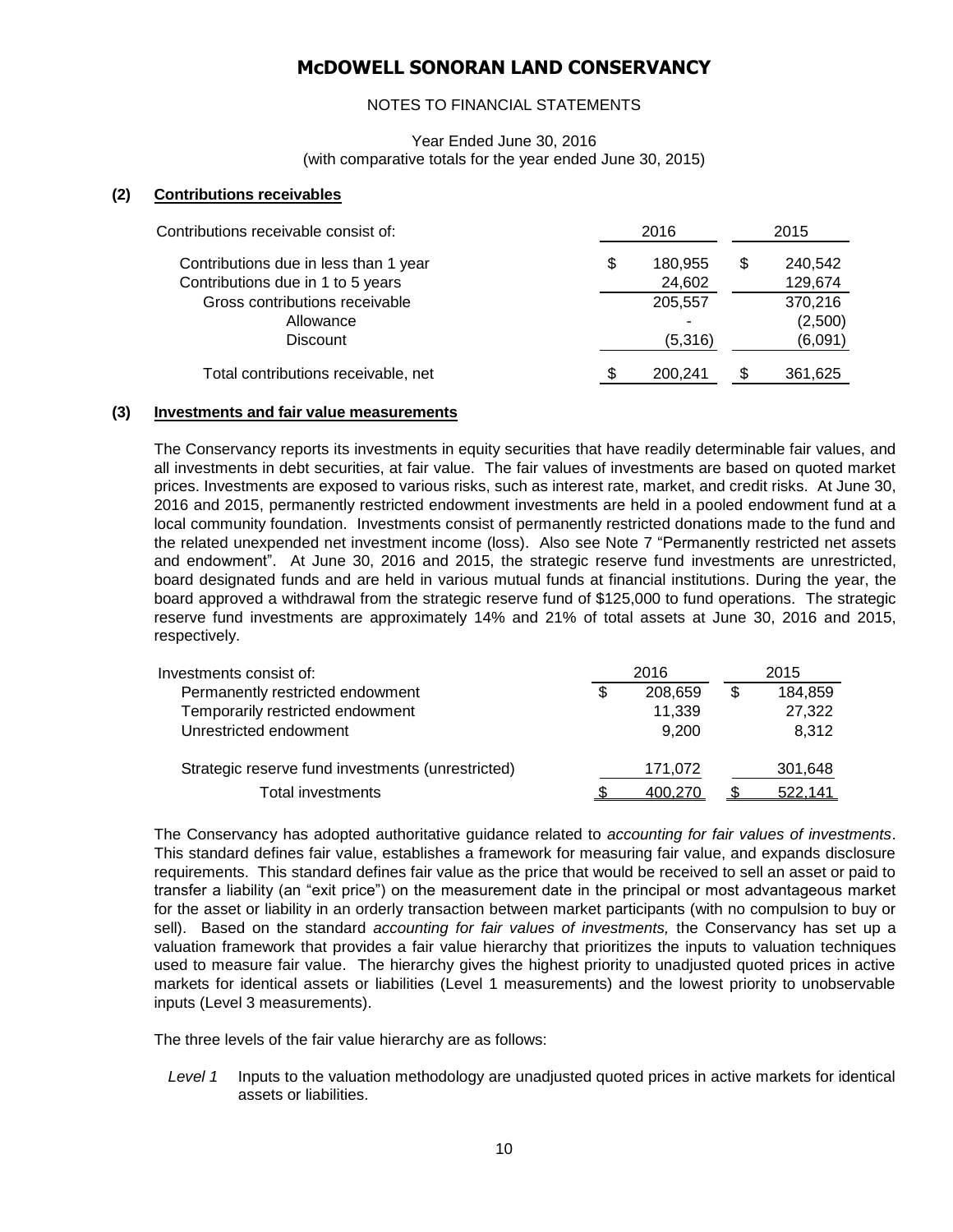# McDOWELL SONORAN LAND CONSERVANCY

NOTES TO FINANCIAL STATEMENTS

Year Ended June 30, 2016
(with comparative totals for the year ended June 30, 2015)

**(2) Contributions receivables**

| Contributions receivable consist of: | 2016 | 2015 |
|---|---|---|
| Contributions due in less than 1 year | $ 180,955 | $ 240,542 |
| Contributions due in 1 to 5 years | 24,602 | 129,674 |
| Gross contributions receivable | 205,557 | 370,216 |
| Allowance | - | (2,500) |
| Discount | (5,316) | (6,091) |
| Total contributions receivable, net | $ 200,241 | $ 361,625 |

**(3) Investments and fair value measurements**

The Conservancy reports its investments in equity securities that have readily determinable fair values, and all investments in debt securities, at fair value. The fair values of investments are based on quoted market prices. Investments are exposed to various risks, such as interest rate, market, and credit risks. At June 30, 2016 and 2015, permanently restricted endowment investments are held in a pooled endowment fund at a local community foundation. Investments consist of permanently restricted donations made to the fund and the related unexpended net investment income (loss). Also see Note 7 "Permanently restricted net assets and endowment". At June 30, 2016 and 2015, the strategic reserve fund investments are unrestricted, board designated funds and are held in various mutual funds at financial institutions. During the year, the board approved a withdrawal from the strategic reserve fund of $125,000 to fund operations. The strategic reserve fund investments are approximately 14% and 21% of total assets at June 30, 2016 and 2015, respectively.

| Investments consist of: | 2016 | 2015 |
|---|---|---|
| Permanently restricted endowment | $ 208,659 | $ 184,859 |
| Temporarily restricted endowment | 11,339 | 27,322 |
| Unrestricted endowment | 9,200 | 8,312 |
| Strategic reserve fund investments (unrestricted) | 171,072 | 301,648 |
| Total investments | $ 400,270 | $ 522,141 |

The Conservancy has adopted authoritative guidance related to *accounting for fair values of investments*. This standard defines fair value, establishes a framework for measuring fair value, and expands disclosure requirements. This standard defines fair value as the price that would be received to sell an asset or paid to transfer a liability (an "exit price") on the measurement date in the principal or most advantageous market for the asset or liability in an orderly transaction between market participants (with no compulsion to buy or sell). Based on the standard *accounting for fair values of investments,* the Conservancy has set up a valuation framework that provides a fair value hierarchy that prioritizes the inputs to valuation techniques used to measure fair value. The hierarchy gives the highest priority to unadjusted quoted prices in active markets for identical assets or liabilities (Level 1 measurements) and the lowest priority to unobservable inputs (Level 3 measurements).

The three levels of the fair value hierarchy are as follows:

*Level 1* Inputs to the valuation methodology are unadjusted quoted prices in active markets for identical assets or liabilities.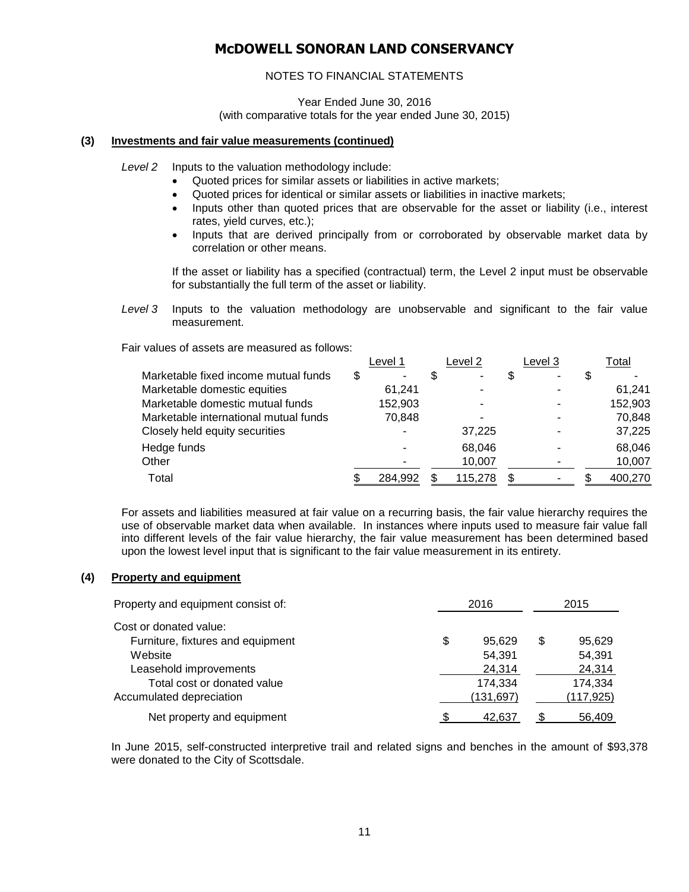# McDOWELL SONORAN LAND CONSERVANCY

NOTES TO FINANCIAL STATEMENTS

Year Ended June 30, 2016
(with comparative totals for the year ended June 30, 2015)

**(3) Investments and fair value measurements (continued)**

*Level 2* Inputs to the valuation methodology include:

- Quoted prices for similar assets or liabilities in active markets;
- Quoted prices for identical or similar assets or liabilities in inactive markets;
- Inputs other than quoted prices that are observable for the asset or liability (i.e., interest rates, yield curves, etc.);
- Inputs that are derived principally from or corroborated by observable market data by correlation or other means.

If the asset or liability has a specified (contractual) term, the Level 2 input must be observable for substantially the full term of the asset or liability.

*Level 3* Inputs to the valuation methodology are unobservable and significant to the fair value measurement.

Fair values of assets are measured as follows:

| | Level 1 | Level 2 | Level 3 | Total |
|---|---|---|---|---|
| Marketable fixed income mutual funds | $ - | $ - | $ - | $ - |
| Marketable domestic equities | 61,241 | - | - | 61,241 |
| Marketable domestic mutual funds | 152,903 | - | - | 152,903 |
| Marketable international mutual funds | 70,848 | - | - | 70,848 |
| Closely held equity securities | - | 37,225 | - | 37,225 |
| Hedge funds | - | 68,046 | - | 68,046 |
| Other | - | 10,007 | - | 10,007 |
| Total | $ 284,992 | $ 115,278 | $ - | $ 400,270 |

For assets and liabilities measured at fair value on a recurring basis, the fair value hierarchy requires the use of observable market data when available. In instances where inputs used to measure fair value fall into different levels of the fair value hierarchy, the fair value measurement has been determined based upon the lowest level input that is significant to the fair value measurement in its entirety.

**(4) Property and equipment**

| Property and equipment consist of: | 2016 | 2015 |
|---|---|---|
| Cost or donated value: | | |
| Furniture, fixtures and equipment | $ 95,629 | $ 95,629 |
| Website | 54,391 | 54,391 |
| Leasehold improvements | 24,314 | 24,314 |
| Total cost or donated value | 174,334 | 174,334 |
| Accumulated depreciation | (131,697) | (117,925) |
| Net property and equipment | $ 42,637 | $ 56,409 |

In June 2015, self-constructed interpretive trail and related signs and benches in the amount of $93,378 were donated to the City of Scottsdale.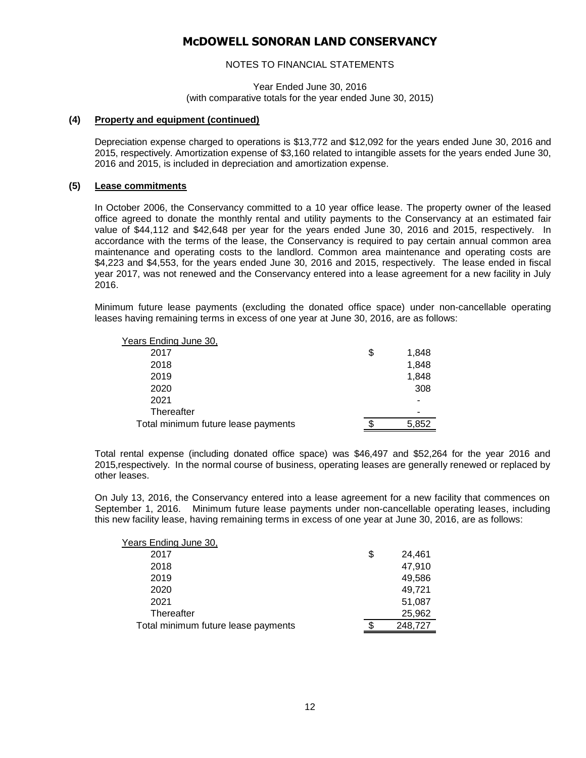# McDOWELL SONORAN LAND CONSERVANCY

NOTES TO FINANCIAL STATEMENTS

Year Ended June 30, 2016
(with comparative totals for the year ended June 30, 2015)

## (4) Property and equipment (continued)

Depreciation expense charged to operations is $13,772 and $12,092 for the years ended June 30, 2016 and 2015, respectively. Amortization expense of $3,160 related to intangible assets for the years ended June 30, 2016 and 2015, is included in depreciation and amortization expense.

## (5) Lease commitments

In October 2006, the Conservancy committed to a 10 year office lease. The property owner of the leased office agreed to donate the monthly rental and utility payments to the Conservancy at an estimated fair value of $44,112 and $42,648 per year for the years ended June 30, 2016 and 2015, respectively. In accordance with the terms of the lease, the Conservancy is required to pay certain annual common area maintenance and operating costs to the landlord. Common area maintenance and operating costs are $4,223 and $4,553, for the years ended June 30, 2016 and 2015, respectively. The lease ended in fiscal year 2017, was not renewed and the Conservancy entered into a lease agreement for a new facility in July 2016.

Minimum future lease payments (excluding the donated office space) under non-cancellable operating leases having remaining terms in excess of one year at June 30, 2016, are as follows:

| Years Ending June 30, | |
|---|---|
| 2017 | $ 1,848 |
| 2018 | 1,848 |
| 2019 | 1,848 |
| 2020 | 308 |
| 2021 | - |
| Thereafter | - |
| Total minimum future lease payments | $ 5,852 |

Total rental expense (including donated office space) was $46,497 and $52,264 for the year 2016 and 2015,respectively. In the normal course of business, operating leases are generally renewed or replaced by other leases.

On July 13, 2016, the Conservancy entered into a lease agreement for a new facility that commences on September 1, 2016. Minimum future lease payments under non-cancellable operating leases, including this new facility lease, having remaining terms in excess of one year at June 30, 2016, are as follows:

| Years Ending June 30, | |
|---|---|
| 2017 | $ 24,461 |
| 2018 | 47,910 |
| 2019 | 49,586 |
| 2020 | 49,721 |
| 2021 | 51,087 |
| Thereafter | 25,962 |
| Total minimum future lease payments | $ 248,727 |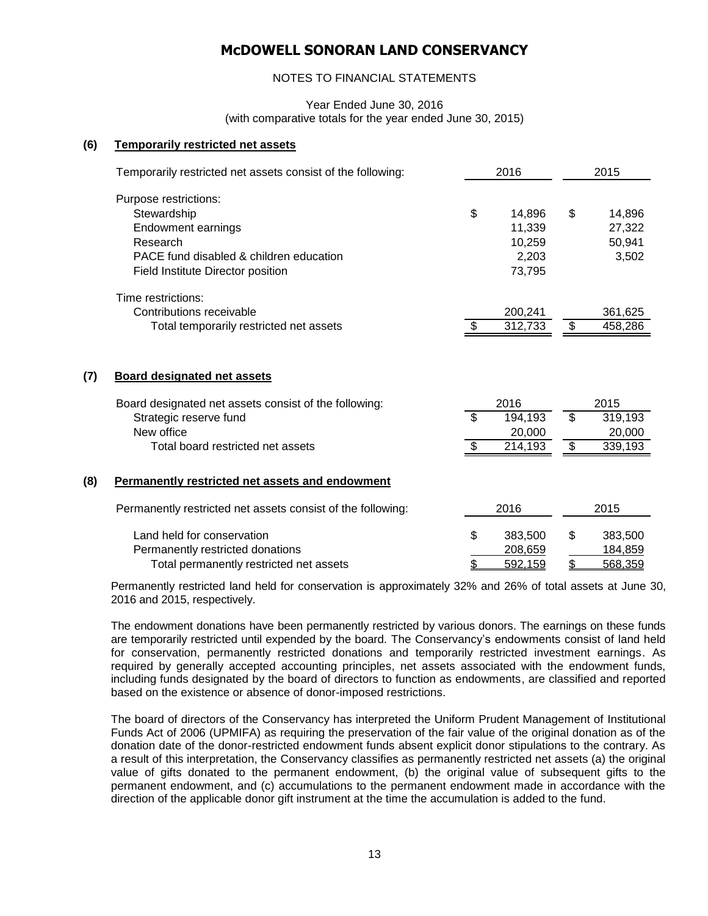# McDOWELL SONORAN LAND CONSERVANCY

NOTES TO FINANCIAL STATEMENTS

Year Ended June 30, 2016
(with comparative totals for the year ended June 30, 2015)

## (6) Temporarily restricted net assets

| Temporarily restricted net assets consist of the following: | 2016 | 2015 |
|---|---|---|
| Purpose restrictions: | | |
| Stewardship | $ 14,896 | $ 14,896 |
| Endowment earnings | 11,339 | 27,322 |
| Research | 10,259 | 50,941 |
| PACE fund disabled & children education | 2,203 | 3,502 |
| Field Institute Director position | 73,795 | |
| Time restrictions: | | |
| Contributions receivable | 200,241 | 361,625 |
| Total temporarily restricted net assets | $ 312,733 | $ 458,286 |

## (7) Board designated net assets

| Board designated net assets consist of the following: | 2016 | 2015 |
|---|---|---|
| Strategic reserve fund | $ 194,193 | $ 319,193 |
| New office | 20,000 | 20,000 |
| Total board restricted net assets | $ 214,193 | $ 339,193 |

## (8) Permanently restricted net assets and endowment

| Permanently restricted net assets consist of the following: | 2016 | 2015 |
|---|---|---|
| Land held for conservation | $ 383,500 | $ 383,500 |
| Permanently restricted donations | 208,659 | 184,859 |
| Total permanently restricted net assets | $ 592,159 | $ 568,359 |

Permanently restricted land held for conservation is approximately 32% and 26% of total assets at June 30, 2016 and 2015, respectively.

The endowment donations have been permanently restricted by various donors. The earnings on these funds are temporarily restricted until expended by the board. The Conservancy's endowments consist of land held for conservation, permanently restricted donations and temporarily restricted investment earnings. As required by generally accepted accounting principles, net assets associated with the endowment funds, including funds designated by the board of directors to function as endowments, are classified and reported based on the existence or absence of donor-imposed restrictions.

The board of directors of the Conservancy has interpreted the Uniform Prudent Management of Institutional Funds Act of 2006 (UPMIFA) as requiring the preservation of the fair value of the original donation as of the donation date of the donor-restricted endowment funds absent explicit donor stipulations to the contrary. As a result of this interpretation, the Conservancy classifies as permanently restricted net assets (a) the original value of gifts donated to the permanent endowment, (b) the original value of subsequent gifts to the permanent endowment, and (c) accumulations to the permanent endowment made in accordance with the direction of the applicable donor gift instrument at the time the accumulation is added to the fund.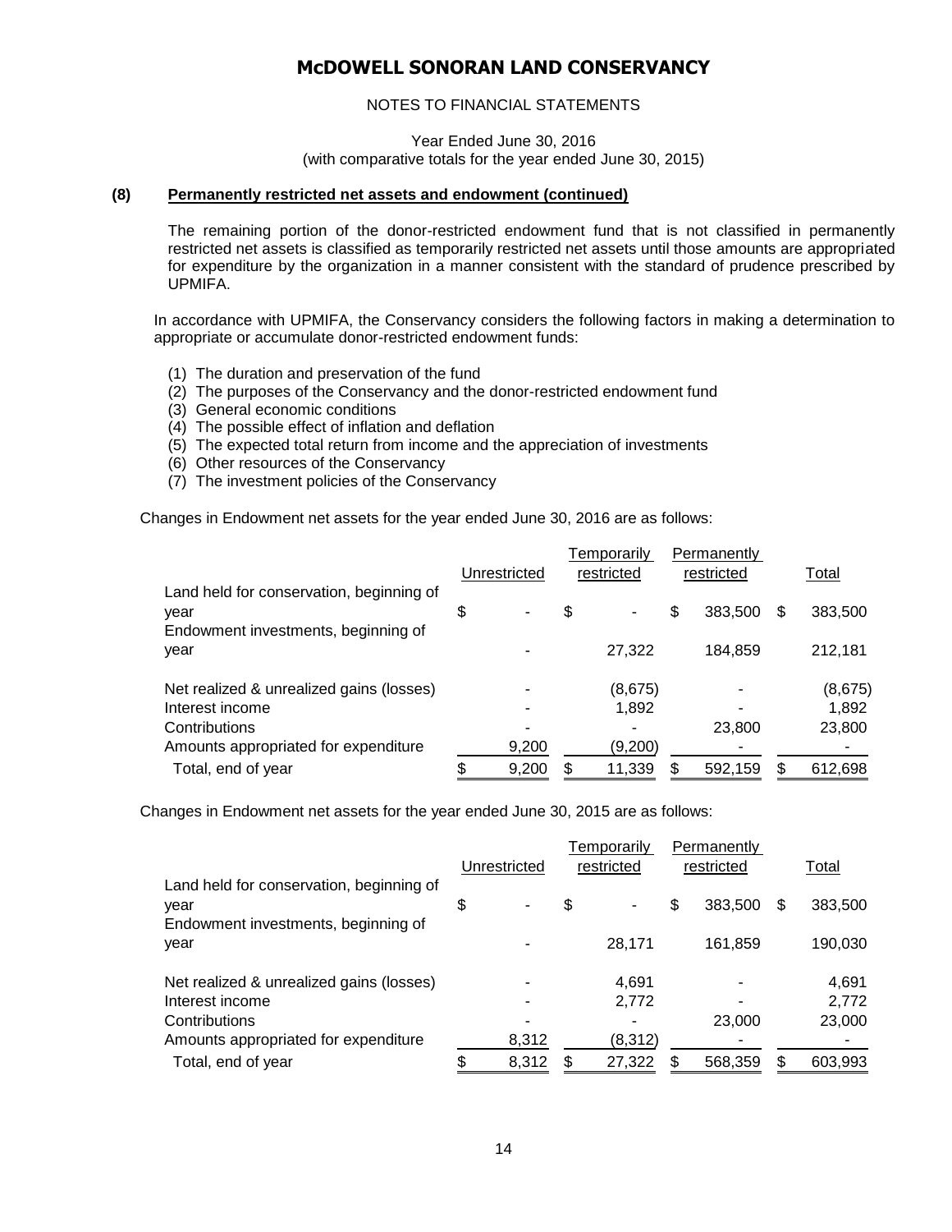# McDOWELL SONORAN LAND CONSERVANCY

NOTES TO FINANCIAL STATEMENTS

Year Ended June 30, 2016
(with comparative totals for the year ended June 30, 2015)

**(8) Permanently restricted net assets and endowment (continued)**

The remaining portion of the donor-restricted endowment fund that is not classified in permanently restricted net assets is classified as temporarily restricted net assets until those amounts are appropriated for expenditure by the organization in a manner consistent with the standard of prudence prescribed by UPMIFA.

In accordance with UPMIFA, the Conservancy considers the following factors in making a determination to appropriate or accumulate donor-restricted endowment funds:

(1) The duration and preservation of the fund
(2) The purposes of the Conservancy and the donor-restricted endowment fund
(3) General economic conditions
(4) The possible effect of inflation and deflation
(5) The expected total return from income and the appreciation of investments
(6) Other resources of the Conservancy
(7) The investment policies of the Conservancy

Changes in Endowment net assets for the year ended June 30, 2016 are as follows:

| | Unrestricted | Temporarily restricted | Permanently restricted | Total |
|---|---|---|---|---|
| Land held for conservation, beginning of year | $ - | $ - | $ 383,500 | $ 383,500 |
| Endowment investments, beginning of year | - | 27,322 | 184,859 | 212,181 |
| Net realized & unrealized gains (losses) | - | (8,675) | - | (8,675) |
| Interest income | - | 1,892 | - | 1,892 |
| Contributions | - | - | 23,800 | 23,800 |
| Amounts appropriated for expenditure | 9,200 | (9,200) | - | - |
| Total, end of year | $ 9,200 | $ 11,339 | $ 592,159 | $ 612,698 |

Changes in Endowment net assets for the year ended June 30, 2015 are as follows:

| | Unrestricted | Temporarily restricted | Permanently restricted | Total |
|---|---|---|---|---|
| Land held for conservation, beginning of year | $ - | $ - | $ 383,500 | $ 383,500 |
| Endowment investments, beginning of year | - | 28,171 | 161,859 | 190,030 |
| Net realized & unrealized gains (losses) | - | 4,691 | - | 4,691 |
| Interest income | - | 2,772 | - | 2,772 |
| Contributions | - | - | 23,000 | 23,000 |
| Amounts appropriated for expenditure | 8,312 | (8,312) | - | - |
| Total, end of year | $ 8,312 | $ 27,322 | $ 568,359 | $ 603,993 |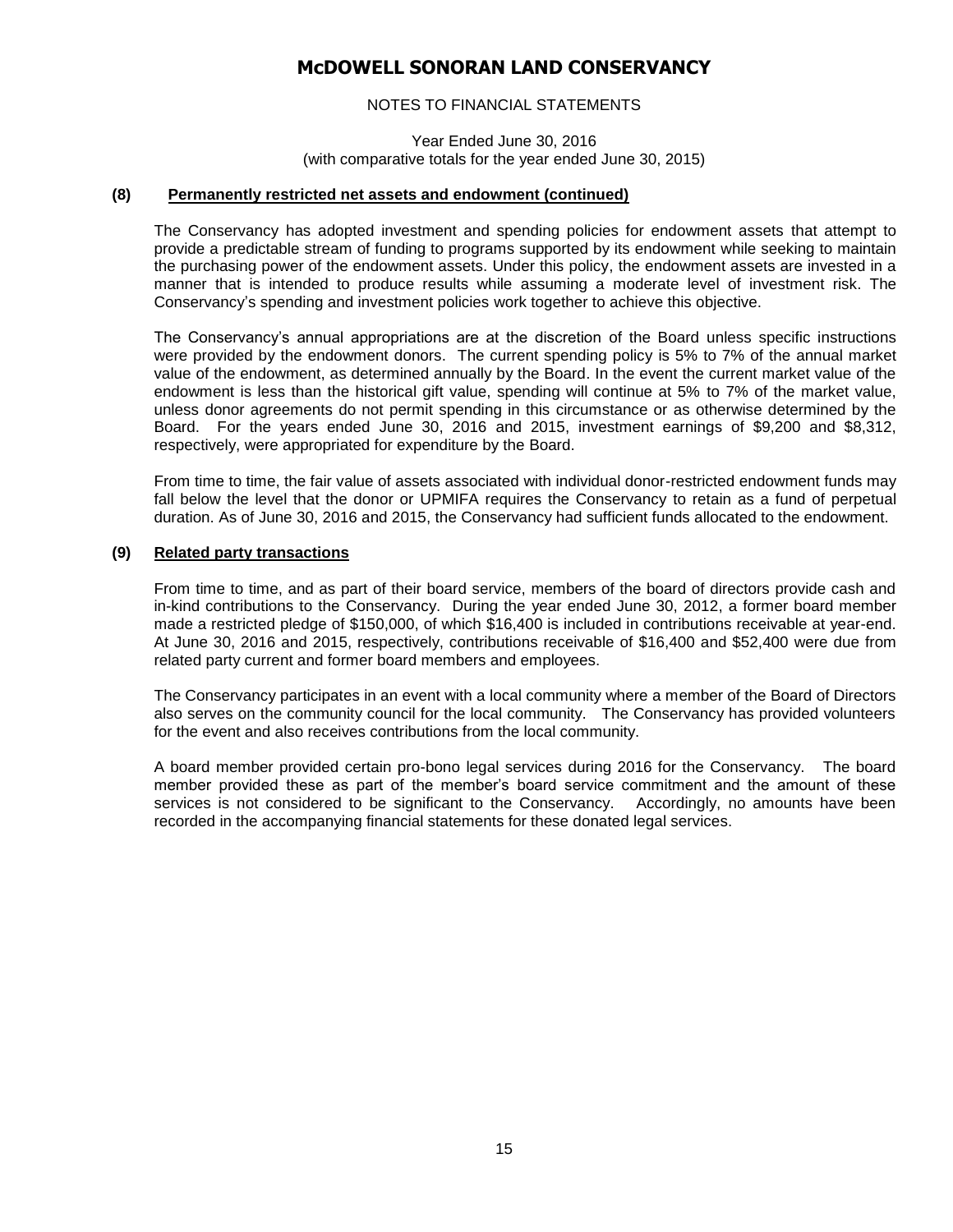# McDOWELL SONORAN LAND CONSERVANCY

NOTES TO FINANCIAL STATEMENTS

Year Ended June 30, 2016
(with comparative totals for the year ended June 30, 2015)

## (8) Permanently restricted net assets and endowment (continued)

The Conservancy has adopted investment and spending policies for endowment assets that attempt to provide a predictable stream of funding to programs supported by its endowment while seeking to maintain the purchasing power of the endowment assets. Under this policy, the endowment assets are invested in a manner that is intended to produce results while assuming a moderate level of investment risk. The Conservancy's spending and investment policies work together to achieve this objective.

The Conservancy's annual appropriations are at the discretion of the Board unless specific instructions were provided by the endowment donors. The current spending policy is 5% to 7% of the annual market value of the endowment, as determined annually by the Board. In the event the current market value of the endowment is less than the historical gift value, spending will continue at 5% to 7% of the market value, unless donor agreements do not permit spending in this circumstance or as otherwise determined by the Board. For the years ended June 30, 2016 and 2015, investment earnings of $9,200 and $8,312, respectively, were appropriated for expenditure by the Board.

From time to time, the fair value of assets associated with individual donor-restricted endowment funds may fall below the level that the donor or UPMIFA requires the Conservancy to retain as a fund of perpetual duration. As of June 30, 2016 and 2015, the Conservancy had sufficient funds allocated to the endowment.

## (9) Related party transactions

From time to time, and as part of their board service, members of the board of directors provide cash and in-kind contributions to the Conservancy. During the year ended June 30, 2012, a former board member made a restricted pledge of $150,000, of which $16,400 is included in contributions receivable at year-end. At June 30, 2016 and 2015, respectively, contributions receivable of $16,400 and $52,400 were due from related party current and former board members and employees.

The Conservancy participates in an event with a local community where a member of the Board of Directors also serves on the community council for the local community. The Conservancy has provided volunteers for the event and also receives contributions from the local community.

A board member provided certain pro-bono legal services during 2016 for the Conservancy. The board member provided these as part of the member's board service commitment and the amount of these services is not considered to be significant to the Conservancy. Accordingly, no amounts have been recorded in the accompanying financial statements for these donated legal services.